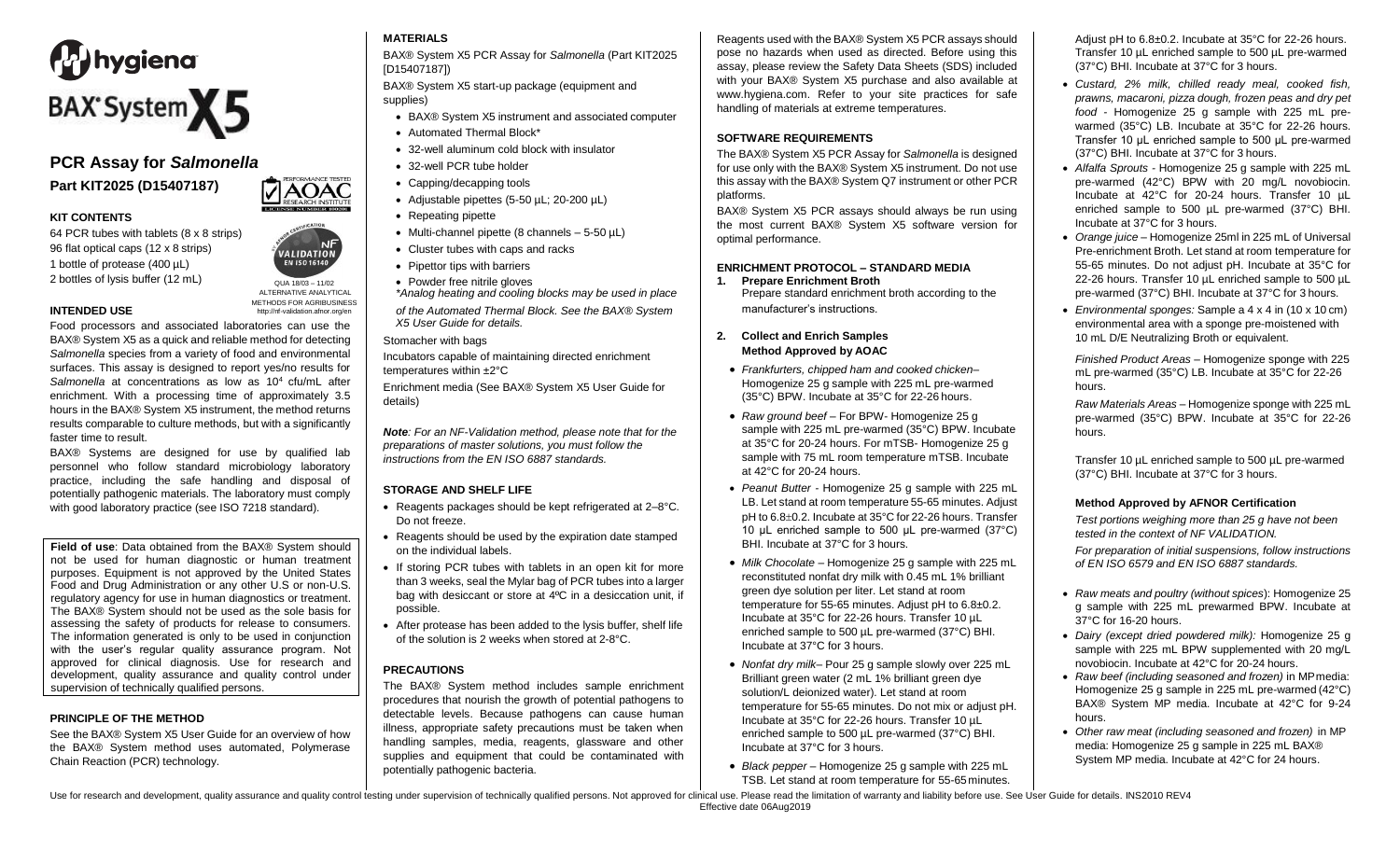# hygiena

# BAX® System X5

## PCR Assay for *Salmonella*

**Part KIT2025 (D15407187)**

PERFORMANCE TESTED AOAC RESEARCH INSTITUTE

NF VALIDATION EN ISO 16140 — QUA 18/03 – 11/02 ALTERNATIVE ANALYTICAL METHODS FOR AGRIBUSINESS http://nf-validation.afnor.org/en

### KIT CONTENTS

64 PCR tubes with tablets (8 x 8 strips)
96 flat optical caps (12 x 8 strips)
1 bottle of protease (400 µL)
2 bottles of lysis buffer (12 mL)

### INTENDED USE

Food processors and associated laboratories can use the BAX® System X5 as a quick and reliable method for detecting *Salmonella* species from a variety of food and environmental surfaces. This assay is designed to report yes/no results for *Salmonella* at concentrations as low as $10^4$ cfu/mL after enrichment. With a processing time of approximately 3.5 hours in the BAX® System X5 instrument, the method returns results comparable to culture methods, but with a significantly faster time to result.

BAX® Systems are designed for use by qualified lab personnel who follow standard microbiology laboratory practice, including the safe handling and disposal of potentially pathogenic materials. The laboratory must comply with good laboratory practice (see ISO 7218 standard).

**Field of use**: Data obtained from the BAX® System should not be used for human diagnostic or human treatment purposes. Equipment is not approved by the United States Food and Drug Administration or any other U.S or non-U.S. regulatory agency for use in human diagnostics or treatment. The BAX® System should not be used as the sole basis for assessing the safety of products for release to consumers. The information generated is only to be used in conjunction with the user's regular quality assurance program. Not approved for clinical diagnosis. Use for research and development, quality assurance and quality control under supervision of technically qualified persons.

### PRINCIPLE OF THE METHOD

See the BAX® System X5 User Guide for an overview of how the BAX® System method uses automated, Polymerase Chain Reaction (PCR) technology.

### MATERIALS

BAX® System X5 PCR Assay for *Salmonella* (Part KIT2025 [D15407187])

BAX® System X5 start-up package (equipment and supplies)

- BAX® System X5 instrument and associated computer
- Automated Thermal Block*
- 32-well aluminum cold block with insulator
- 32-well PCR tube holder
- Capping/decapping tools
- Adjustable pipettes (5-50 µL; 20-200 µL)
- Repeating pipette
- Multi-channel pipette (8 channels – 5-50 µL)
- Cluster tubes with caps and racks
- Pipettor tips with barriers
- Powder free nitrile gloves

*\*Analog heating and cooling blocks may be used in place of the Automated Thermal Block. See the BAX® System X5 User Guide for details.*

Stomacher with bags

Incubators capable of maintaining directed enrichment temperatures within ±2°C

Enrichment media (See BAX® System X5 User Guide for details)

***Note**: For an NF-Validation method, please note that for the preparations of master solutions, you must follow the instructions from the EN ISO 6887 standards.*

### STORAGE AND SHELF LIFE

- Reagents packages should be kept refrigerated at 2–8°C. Do not freeze.
- Reagents should be used by the expiration date stamped on the individual labels.
- If storing PCR tubes with tablets in an open kit for more than 3 weeks, seal the Mylar bag of PCR tubes into a larger bag with desiccant or store at 4ºC in a desiccation unit, if possible.
- After protease has been added to the lysis buffer, shelf life of the solution is 2 weeks when stored at 2-8°C.

### PRECAUTIONS

The BAX® System method includes sample enrichment procedures that nourish the growth of potential pathogens to detectable levels. Because pathogens can cause human illness, appropriate safety precautions must be taken when handling samples, media, reagents, glassware and other supplies and equipment that could be contaminated with potentially pathogenic bacteria.

Reagents used with the BAX® System X5 PCR assays should pose no hazards when used as directed. Before using this assay, please review the Safety Data Sheets (SDS) included with your BAX® System X5 purchase and also available at www.hygiena.com. Refer to your site practices for safe handling of materials at extreme temperatures.

### SOFTWARE REQUIREMENTS

The BAX® System X5 PCR Assay for *Salmonella* is designed for use only with the BAX® System X5 instrument. Do not use this assay with the BAX® System Q7 instrument or other PCR platforms.

BAX® System X5 PCR assays should always be run using the most current BAX® System X5 software version for optimal performance.

### ENRICHMENT PROTOCOL – STANDARD MEDIA

**1. Prepare Enrichment Broth**

Prepare standard enrichment broth according to the manufacturer's instructions.

**2. Collect and Enrich Samples**
**Method Approved by AOAC**

- *Frankfurters, chipped ham and cooked chicken*– Homogenize 25 g sample with 225 mL pre-warmed (35°C) BPW. Incubate at 35°C for 22-26 hours.
- *Raw ground beef* – For BPW- Homogenize 25 g sample with 225 mL pre-warmed (35°C) BPW. Incubate at 35°C for 20-24 hours. For mTSB- Homogenize 25 g sample with 75 mL room temperature mTSB. Incubate at 42°C for 20-24 hours.
- *Peanut Butter* - Homogenize 25 g sample with 225 mL LB. Let stand at room temperature 55-65 minutes. Adjust pH to 6.8±0.2. Incubate at 35°C for 22-26 hours. Transfer 10 µL enriched sample to 500 µL pre-warmed (37°C) BHI. Incubate at 37°C for 3 hours.
- *Milk Chocolate* – Homogenize 25 g sample with 225 mL reconstituted nonfat dry milk with 0.45 mL 1% brilliant green dye solution per liter. Let stand at room temperature for 55-65 minutes. Adjust pH to 6.8±0.2. Incubate at 35°C for 22-26 hours. Transfer 10 µL enriched sample to 500 µL pre-warmed (37°C) BHI. Incubate at 37°C for 3 hours.
- *Nonfat dry milk*– Pour 25 g sample slowly over 225 mL Brilliant green water (2 mL 1% brilliant green dye solution/L deionized water). Let stand at room temperature for 55-65 minutes. Do not mix or adjust pH. Incubate at 35°C for 22-26 hours. Transfer 10 µL enriched sample to 500 µL pre-warmed (37°C) BHI. Incubate at 37°C for 3 hours.
- *Black pepper* – Homogenize 25 g sample with 225 mL TSB. Let stand at room temperature for 55-65 minutes. Adjust pH to 6.8±0.2. Incubate at 35°C for 22-26 hours. Transfer 10 µL enriched sample to 500 µL pre-warmed (37°C) BHI. Incubate at 37°C for 3 hours.
- *Custard, 2% milk, chilled ready meal, cooked fish, prawns, macaroni, pizza dough, frozen peas and dry pet food* - Homogenize 25 g sample with 225 mL pre-warmed (35°C) LB. Incubate at 35°C for 22-26 hours. Transfer 10 µL enriched sample to 500 µL pre-warmed (37°C) BHI. Incubate at 37°C for 3 hours.
- *Alfalfa Sprouts* - Homogenize 25 g sample with 225 mL pre-warmed (42°C) BPW with 20 mg/L novobiocin. Incubate at 42°C for 20-24 hours. Transfer 10 µL enriched sample to 500 µL pre-warmed (37°C) BHI. Incubate at 37°C for 3 hours.
- *Orange juice* – Homogenize 25ml in 225 mL of Universal Pre-enrichment Broth. Let stand at room temperature for 55-65 minutes. Do not adjust pH. Incubate at 35°C for 22-26 hours. Transfer 10 µL enriched sample 500 µL pre-warmed (37°C) BHI. Incubate at 37°C for 3 hours.
- *Environmental sponges:* Sample a 4 x 4 in (10 x 10 cm) environmental area with a sponge pre-moistened with 10 mL D/E Neutralizing Broth or equivalent.

  *Finished Product Areas* – Homogenize sponge with 225 mL pre-warmed (35°C) LB. Incubate at 35°C for 22-26 hours.

  *Raw Materials Areas* – Homogenize sponge with 225 mL pre-warmed (35°C) BPW. Incubate at 35°C for 22-26 hours.

  Transfer 10 µL enriched sample to 500 µL pre-warmed (37°C) BHI. Incubate at 37°C for 3 hours.

**Method Approved by AFNOR Certification**

*Test portions weighing more than 25 g have not been tested in the context of NF VALIDATION.*

*For preparation of initial suspensions, follow instructions of EN ISO 6579 and EN ISO 6887 standards.*

- *Raw meats and poultry (without spices*): Homogenize 25 g sample with 225 mL prewarmed BPW. Incubate at 37°C for 16-20 hours.
- *Dairy (except dried powdered milk):* Homogenize 25 g sample with 225 mL BPW supplemented with 20 mg/L novobiocin. Incubate at 42°C for 20-24 hours.
- *Raw beef (including seasoned and frozen)* in MP media: Homogenize 25 g sample in 225 mL pre-warmed (42°C) BAX® System MP media. Incubate at 42°C for 9-24 hours.
- *Other raw meat (including seasoned and frozen)* in MP media: Homogenize 25 g sample in 225 mL BAX® System MP media. Incubate at 42°C for 24 hours.

Use for research and development, quality assurance and quality control testing under supervision of technically qualified persons. Not approved for clinical use. Please read the limitation of warranty and liability before use. See User Guide for details. INS2010 REV4
Effective date 06Aug2019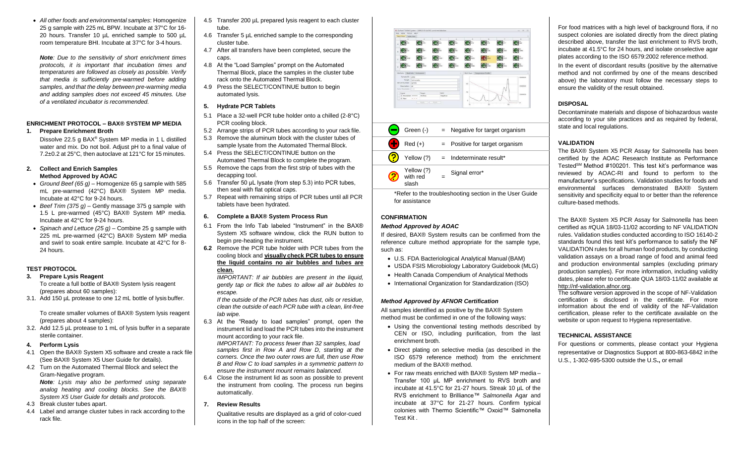- *All other foods and environmental samples*: Homogenize 25 g sample with 225 mL BPW. Incubate at 37°C for 16-20 hours. Transfer 10 µL enriched sample to 500 µL room temperature BHI. Incubate at 37°C for 3-4 hours.

***Note**: Due to the sensitivity of short enrichment times protocols, it is important that incubation times and temperatures are followed as closely as possible. Verify that media is sufficiently pre-warmed before adding samples, and that the delay between pre-warming media and adding samples does not exceed 45 minutes. Use of a ventilated incubator is recommended.*

## ENRICHMENT PROTOCOL – BAX® SYSTEM MP MEDIA

### 1. Prepare Enrichment Broth

Dissolve 22.5 g BAX® System MP media in 1 L distilled water and mix. Do not boil. Adjust pH to a final value of 7.2±0.2 at 25°C, then autoclave at 121°C for 15 minutes.

### 2. Collect and Enrich Samples
**Method Approved by AOAC**

- *Ground Beef (65 g)* – Homogenize 65 g sample with 585 mL pre-warmed (42°C) BAX® System MP media. Incubate at 42°C for 9-24 hours.
- *Beef Trim (375 g)* – Gently massage 375 g sample with 1.5 L pre-warmed (45°C) BAX® System MP media. Incubate at 42°C for 9-24 hours.
- *Spinach and Lettuce (25 g)* – Combine 25 g sample with 225 mL pre-warmed (42°C) BAX® System MP media and swirl to soak entire sample. Incubate at 42°C for 8-24 hours.

## TEST PROTOCOL

### 3. Prepare Lysis Reagent

To create a full bottle of BAX® System lysis reagent (prepares about 60 samples):

3.1. Add 150 µL protease to one 12 mL bottle of lysis buffer.

To create smaller volumes of BAX® System lysis reagent (prepares about 4 samples):

3.2. Add 12.5 µL protease to 1 mL of lysis buffer in a separate sterile container.

### 4. Perform Lysis

4.1 Open the BAX® System X5 software and create a rack file (See BAX® System X5 User Guide for details).

4.2 Turn on the Automated Thermal Block and select the Gram-Negative program.
***Note**: Lysis may also be performed using separate analog heating and cooling blocks. See the BAX® System X5 User Guide for details and protocols.*

4.3 Break cluster tubes apart.

4.4 Label and arrange cluster tubes in rack according to the rack file.

4.5 Transfer 200 µL prepared lysis reagent to each cluster tube.

4.6 Transfer 5 µL enriched sample to the corresponding cluster tube.

4.7 After all transfers have been completed, secure the caps.

4.8 At the "Load Samples" prompt on the Automated Thermal Block, place the samples in the cluster tube rack onto the Automated Thermal Block.

4.9 Press the SELECT/CONTINUE button to begin automated lysis.

### 5. Hydrate PCR Tablets

5.1 Place a 32-well PCR tube holder onto a chilled (2-8°C) PCR cooling block.

5.2 Arrange strips of PCR tubes according to your rack file.

5.3 Remove the aluminum block with the cluster tubes of sample lysate from the Automated Thermal Block.

5.4 Press the SELECT/CONTINUE button on the Automated Thermal Block to complete the program.

5.5 Remove the caps from the first strip of tubes with the decapping tool.

5.6 Transfer 50 µL lysate (from step 5.3) into PCR tubes, then seal with flat optical caps.

5.7 Repeat with remaining strips of PCR tubes until all PCR tablets have been hydrated.

### 6. Complete a BAX® System Process Run

6.1 From the Info Tab labeled "Instrument" in the BAX® System X5 software window, click the RUN button to begin pre-heating the instrument.

**6.2** Remove the PCR tube holder with PCR tubes from the cooling block and **visually check PCR tubes to ensure the liquid contains no air bubbles and tubes are clean.**
*IMPORTANT: If air bubbles are present in the liquid, gently tap or flick the tubes to allow all air bubbles to escape.*
*If the outside of the PCR tubes has dust, oils or residue, clean the outside of each PCR tube with a clean, lint-free lab wipe.*

6.3 At the "Ready to load samples" prompt, open the instrument lid and load the PCR tubes into the instrument mount according to your rack file.
*IMPORTANT: To process fewer than 32 samples, load samples first in Row A and Row D, starting at the corners. Once the two outer rows are full, then use Row B and Row C to load samples in a symmetric pattern to ensure the instrument mount remains balanced.*

6.4 Close the instrument lid as soon as possible to prevent the instrument from cooling. The process run begins automatically.

### 7. Review Results

Qualitative results are displayed as a grid of color-cued icons in the top half of the screen:

| | | |
|---|---|---|
| Green (-) | = | Negative for target organism |
| Red (+) | = | Positive for target organism |
| Yellow (?) | = | Indeterminate result* |
| Yellow (?) with red slash | = | Signal error* |

\*Refer to the troubleshooting section in the User Guide for assistance

## CONFIRMATION

### *Method Approved by AOAC*

If desired, BAX® System results can be confirmed from the reference culture method appropriate for the sample type, such as:

- U.S. FDA Bacteriological Analytical Manual (BAM)
- USDA FSIS Microbiology Laboratory Guidebook (MLG)
- Health Canada Compendium of Analytical Methods
- International Organization for Standardization (ISO)

### *Method Approved by AFNOR Certification*

All samples identified as positive by the BAX® System method must be confirmed in one of the following ways:

- Using the conventional testing methods described by CEN or ISO, including purification, from the last enrichment broth.
- Direct plating on selective media (as described in the ISO 6579 reference method) from the enrichment medium of the BAX® method.
- For raw meats enriched with BAX® System MP media – Transfer 100 µL MP enrichment to RVS broth and incubate at 41.5°C for 21-27 hours. Streak 10 µL of the RVS enrichment to Brilliance™ *Salmonella* Agar and incubate at 37°C for 21-27 hours. Confirm typical colonies with Thermo Scientific™ Oxoid™ Salmonella Test Kit .

For food matrices with a high level of background flora, if no suspect colonies are isolated directly from the direct plating described above, transfer the last enrichment to RVS broth, incubate at 41.5°C for 24 hours, and isolate on selective agar plates according to the ISO 6579:2002 reference method.

In the event of discordant results (positive by the alternative method and not confirmed by one of the means described above) the laboratory must follow the necessary steps to ensure the validity of the result obtained.

## DISPOSAL

Decontaminate materials and dispose of biohazardous waste according to your site practices and as required by federal, state and local regulations.

## VALIDATION

The BAX® System X5 PCR Assay for *Salmonella* has been certified by the AOAC Research Institute as Performance Tested[SM] Method #100201. This test kit's performance was reviewed by AOAC-RI and found to perform to the manufacturer's specifications. Validation studies for foods and environmental surfaces demonstrated BAX® System sensitivity and specificity equal to or better than the reference culture-based methods.

The BAX® System X5 PCR Assay for *Salmonella* has been certified as #QUA 18/03-11/02 according to NF VALIDATION rules. Validation studies conducted according to ISO 16140-2 standards found this test kit's performance to satisfy the NF VALIDATION rules for all human food products, by conducting validation assays on a broad range of food and animal feed and production environmental samples (excluding primary production samples). For more information, including validity dates, please refer to certificate QUA 18/03-11/02 available at http://nf-validation.afnor.org.
The software version approved in the scope of NF-Validation certification is disclosed in the certificate. For more information about the end of validity of the NF-Validation certification, please refer to the certificate available on the website or upon request to Hygiena representative.

## TECHNICAL ASSISTANCE

For questions or comments, please contact your Hygiena representative or Diagnostics Support at 800-863-6842 in the U.S., 1-302-695-5300 outside the U.S., or email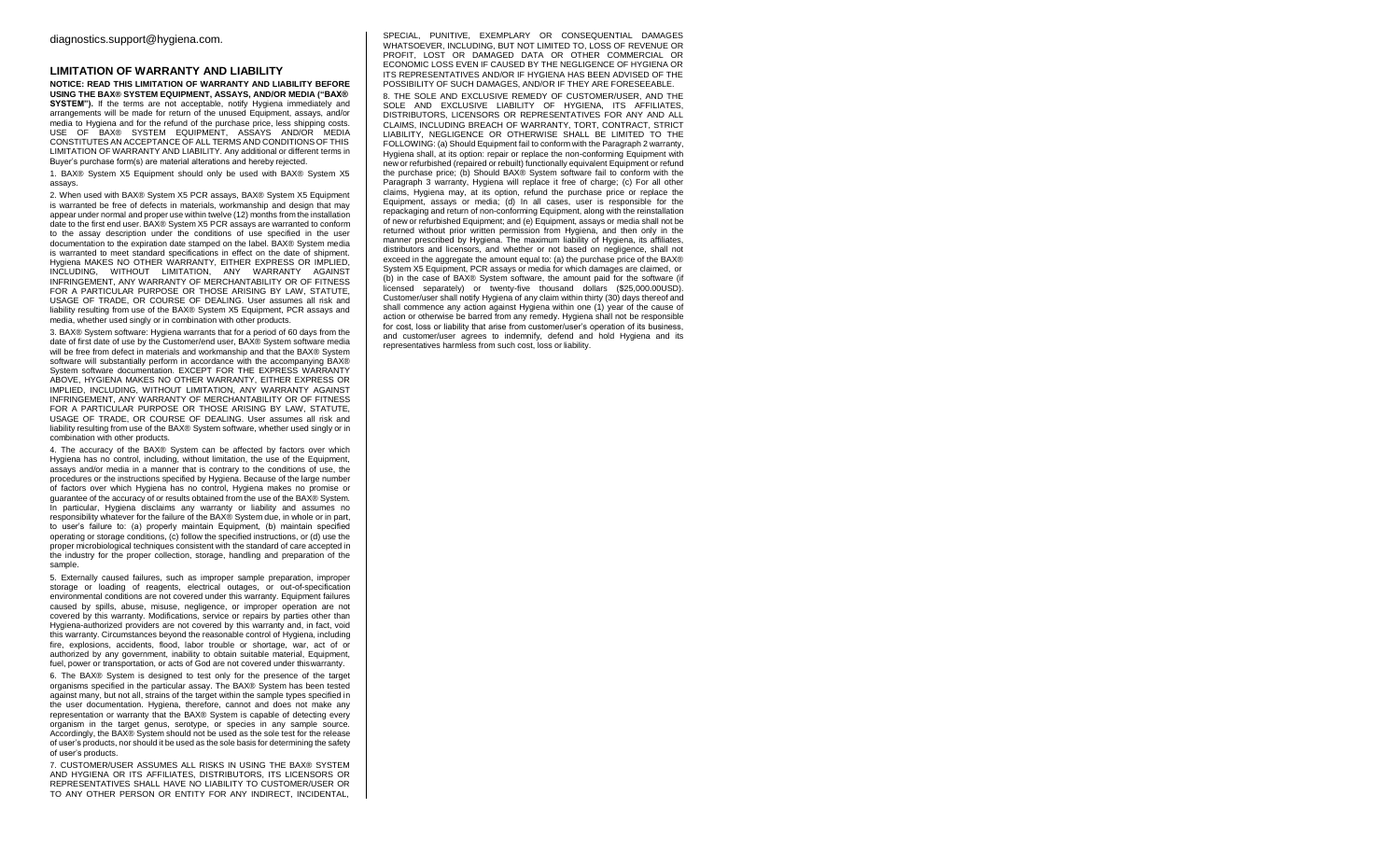diagnostics.support@hygiena.com.

## LIMITATION OF WARRANTY AND LIABILITY

**NOTICE: READ THIS LIMITATION OF WARRANTY AND LIABILITY BEFORE USING THE BAX® SYSTEM EQUIPMENT, ASSAYS, AND/OR MEDIA ("BAX® SYSTEM").** If the terms are not acceptable, notify Hygiena immediately and arrangements will be made for return of the unused Equipment, assays, and/or media to Hygiena and for the refund of the purchase price, less shipping costs. USE OF BAX® SYSTEM EQUIPMENT, ASSAYS AND/OR MEDIA CONSTITUTES AN ACCEPTANCE OF ALL TERMS AND CONDITIONS OF THIS LIMITATION OF WARRANTY AND LIABILITY. Any additional or different terms in Buyer's purchase form(s) are material alterations and hereby rejected.

1. BAX® System X5 Equipment should only be used with BAX® System X5 assays.

2. When used with BAX® System X5 PCR assays, BAX® System X5 Equipment is warranted be free of defects in materials, workmanship and design that may appear under normal and proper use within twelve (12) months from the installation date to the first end user. BAX® System X5 PCR assays are warranted to conform to the assay description under the conditions of use specified in the user documentation to the expiration date stamped on the label. BAX® System media is warranted to meet standard specifications in effect on the date of shipment. Hygiena MAKES NO OTHER WARRANTY, EITHER EXPRESS OR IMPLIED, INCLUDING, WITHOUT LIMITATION, ANY WARRANTY AGAINST INFRINGEMENT, ANY WARRANTY OF MERCHANTABILITY OR OF FITNESS FOR A PARTICULAR PURPOSE OR THOSE ARISING BY LAW, STATUTE, USAGE OF TRADE, OR COURSE OF DEALING. User assumes all risk and liability resulting from use of the BAX® System X5 Equipment, PCR assays and media, whether used singly or in combination with other products.

3. BAX® System software: Hygiena warrants that for a period of 60 days from the date of first date of use by the Customer/end user, BAX® System software media will be free from defect in materials and workmanship and that the BAX® System software will substantially perform in accordance with the accompanying BAX® System software documentation. EXCEPT FOR THE EXPRESS WARRANTY ABOVE, HYGIENA MAKES NO OTHER WARRANTY, EITHER EXPRESS OR IMPLIED, INCLUDING, WITHOUT LIMITATION, ANY WARRANTY AGAINST INFRINGEMENT, ANY WARRANTY OF MERCHANTABILITY OR OF FITNESS FOR A PARTICULAR PURPOSE OR THOSE ARISING BY LAW, STATUTE, USAGE OF TRADE, OR COURSE OF DEALING. User assumes all risk and liability resulting from use of the BAX® System software, whether used singly or in combination with other products.

4. The accuracy of the BAX® System can be affected by factors over which Hygiena has no control, including, without limitation, the use of the Equipment, assays and/or media in a manner that is contrary to the conditions of use, the procedures or the instructions specified by Hygiena. Because of the large number of factors over which Hygiena has no control, Hygiena makes no promise or guarantee of the accuracy of or results obtained from the use of the BAX® System. In particular, Hygiena disclaims any warranty or liability and assumes no responsibility whatever for the failure of the BAX® System due, in whole or in part, to user's failure to: (a) properly maintain Equipment, (b) maintain specified operating or storage conditions, (c) follow the specified instructions, or (d) use the proper microbiological techniques consistent with the standard of care accepted in the industry for the proper collection, storage, handling and preparation of the sample.

5. Externally caused failures, such as improper sample preparation, improper storage or loading of reagents, electrical outages, or out-of-specification environmental conditions are not covered under this warranty. Equipment failures caused by spills, abuse, misuse, negligence, or improper operation are not covered by this warranty. Modifications, service or repairs by parties other than Hygiena-authorized providers are not covered by this warranty and, in fact, void this warranty. Circumstances beyond the reasonable control of Hygiena, including fire, explosions, accidents, flood, labor trouble or shortage, war, act of or authorized by any government, inability to obtain suitable material, Equipment, fuel, power or transportation, or acts of God are not covered under thiswarranty.

6. The BAX® System is designed to test only for the presence of the target organisms specified in the particular assay. The BAX® System has been tested against many, but not all, strains of the target within the sample types specified in the user documentation. Hygiena, therefore, cannot and does not make any representation or warranty that the BAX® System is capable of detecting every organism in the target genus, serotype, or species in any sample source. Accordingly, the BAX® System should not be used as the sole test for the release of user's products, nor should it be used as the sole basis for determining the safety of user's products.

7. CUSTOMER/USER ASSUMES ALL RISKS IN USING THE BAX® SYSTEM AND HYGIENA OR ITS AFFILIATES, DISTRIBUTORS, ITS LICENSORS OR REPRESENTATIVES SHALL HAVE NO LIABILITY TO CUSTOMER/USER OR TO ANY OTHER PERSON OR ENTITY FOR ANY INDIRECT, INCIDENTAL, SPECIAL, PUNITIVE, EXEMPLARY OR CONSEQUENTIAL DAMAGES WHATSOEVER, INCLUDING, BUT NOT LIMITED TO, LOSS OF REVENUE OR PROFIT, LOST OR DAMAGED DATA OR OTHER COMMERCIAL OR ECONOMIC LOSS EVEN IF CAUSED BY THE NEGLIGENCE OF HYGIENA OR ITS REPRESENTATIVES AND/OR IF HYGIENA HAS BEEN ADVISED OF THE POSSIBILITY OF SUCH DAMAGES, AND/OR IF THEY ARE FORESEEABLE.

8. THE SOLE AND EXCLUSIVE REMEDY OF CUSTOMER/USER, AND THE SOLE AND EXCLUSIVE LIABILITY OF HYGIENA, ITS AFFILIATES, DISTRIBUTORS, LICENSORS OR REPRESENTATIVES FOR ANY AND ALL CLAIMS, INCLUDING BREACH OF WARRANTY, TORT, CONTRACT, STRICT LIABILITY, NEGLIGENCE OR OTHERWISE SHALL BE LIMITED TO THE FOLLOWING: (a) Should Equipment fail to conform with the Paragraph 2 warranty, Hygiena shall, at its option: repair or replace the non-conforming Equipment with new or refurbished (repaired or rebuilt) functionally equivalent Equipment or refund the purchase price; (b) Should BAX® System software fail to conform with the Paragraph 3 warranty, Hygiena will replace it free of charge; (c) For all other claims, Hygiena may, at its option, refund the purchase price or replace the Equipment, assays or media; (d) In all cases, user is responsible for the repackaging and return of non-conforming Equipment, along with the reinstallation of new or refurbished Equipment; and (e) Equipment, assays or media shall not be returned without prior written permission from Hygiena, and then only in the manner prescribed by Hygiena. The maximum liability of Hygiena, its affiliates, distributors and licensors, and whether or not based on negligence, shall not exceed in the aggregate the amount equal to: (a) the purchase price of the BAX® System X5 Equipment, PCR assays or media for which damages are claimed, or (b) in the case of BAX® System software, the amount paid for the software (if licensed separately) or twenty-five thousand dollars ($25,000.00USD). Customer/user shall notify Hygiena of any claim within thirty (30) days thereof and shall commence any action against Hygiena within one (1) year of the cause of action or otherwise be barred from any remedy. Hygiena shall not be responsible for cost, loss or liability that arise from customer/user's operation of its business, and customer/user agrees to indemnify, defend and hold Hygiena and its representatives harmless from such cost, loss or liability.